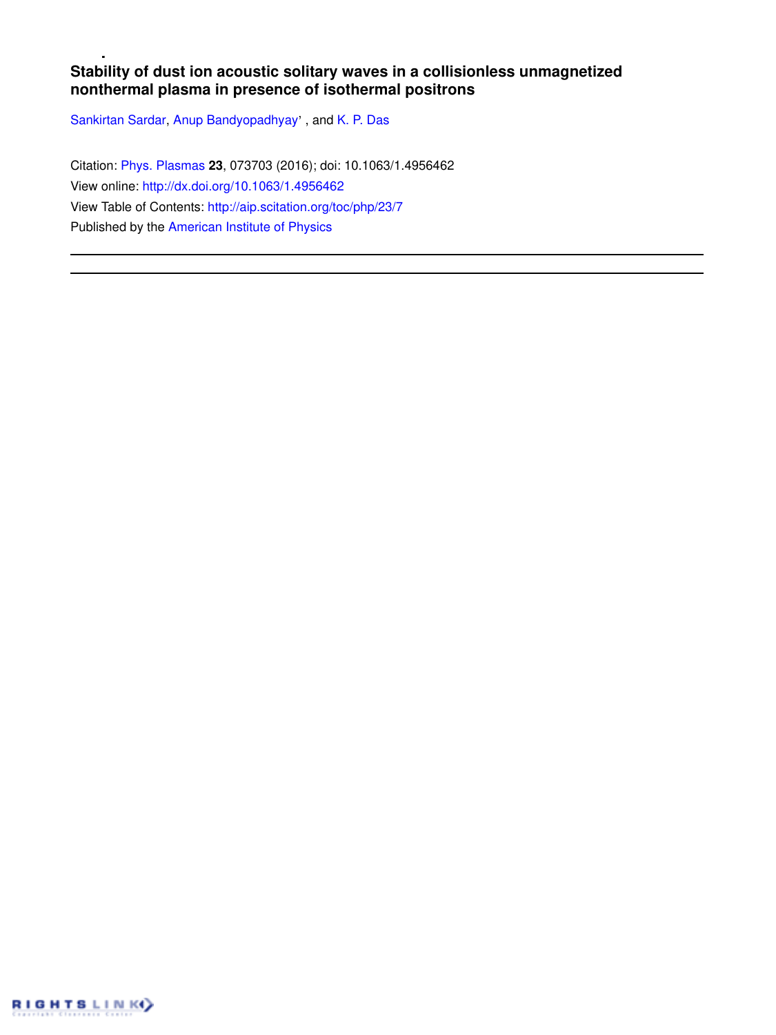# Stability of dust ion acoustic solitary waves in a collisionless unmagnetized nonthermal plasma in presence of isothermal positrons

Sankirtan Sardar, Anup Bandyopadhyay' , and K. P. Das

Citation: Phys. Plasmas **23**, 073703 (2016); doi: 10.1063/1.4956462

View online: http://dx.doi.org/10.1063/1.4956462

View Table of Contents: http://aip.scitation.org/toc/php/23/7

Published by the American Institute of Physics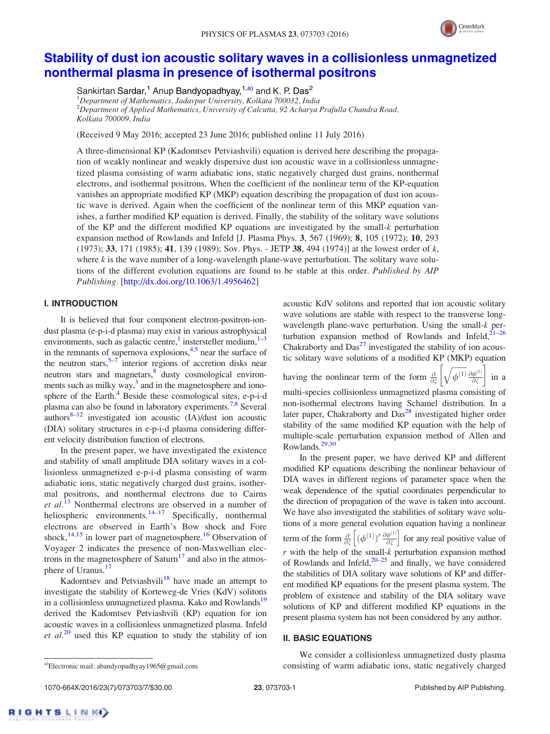# Stability of dust ion acoustic solitary waves in a collisionless unmagnetized nonthermal plasma in presence of isothermal positrons

Sankirtan Sardar,[1] Anup Bandyopadhyay,[1,a)] and K. P. Das[2]

[1]*Department of Mathematics, Jadavpur University, Kolkata 700032, India*
[2]*Department of Applied Mathematics, University of Calcutta, 92 Acharya Prafulla Chandra Road, Kolkata 700009, India*

(Received 9 May 2016; accepted 23 June 2016; published online 11 July 2016)

A three-dimensional KP (Kadomtsev Petviashvili) equation is derived here describing the propagation of weakly nonlinear and weakly dispersive dust ion acoustic wave in a collisionless unmagnetized plasma consisting of warm adiabatic ions, static negatively charged dust grains, nonthermal electrons, and isothermal positrons. When the coefficient of the nonlinear term of the KP-equation vanishes an appropriate modified KP (MKP) equation describing the propagation of dust ion acoustic wave is derived. Again when the coefficient of the nonlinear term of this MKP equation vanishes, a further modified KP equation is derived. Finally, the stability of the solitary wave solutions of the KP and the different modified KP equations are investigated by the small-$k$ perturbation expansion method of Rowlands and Infeld [J. Plasma Phys. **3**, 567 (1969); **8**, 105 (1972); **10**, 293 (1973); **33**, 171 (1985); **41**, 139 (1989); Sov. Phys. - JETP **38**, 494 (1974)] at the lowest order of $k$, where $k$ is the wave number of a long-wavelength plane-wave perturbation. The solitary wave solutions of the different evolution equations are found to be stable at this order. *Published by AIP Publishing.* [http://dx.doi.org/10.1063/1.4956462]

## I. INTRODUCTION

It is believed that four component electron-positron-ion-dust plasma (e-p-i-d plasma) may exist in various astrophysical environments, such as galactic centre,[1] instersteller medium,[1–3] in the remnants of supernova explosions,[4,5] near the surface of the neutron stars,[5–7] interior regions of accretion disks near neutron stars and magnetars,[8] dusty cosmological environments such as milky way,[3] and in the magnetosphere and ionosphere of the Earth.[4] Beside these cosmological sites, e-p-i-d plasma can also be found in laboratory experiments.[7,8] Several authors[8–12] investigated ion acoustic (IA)/dust ion acoustic (DIA) solitary structures in e-p-i-d plasma considering different velocity distribution function of electrons.

In the present paper, we have investigated the existence and stability of small amplitude DIA solitary waves in a collisionless unmagnetized e-p-i-d plasma consisting of warm adiabatic ions, static negatively charged dust grains, isothermal positrons, and nonthermal electrons due to Cairns *et al.*[13] Nonthermal electrons are observed in a number of heliospheric environments.[14–17] Specifically, nonthermal electrons are observed in Earth's Bow shock and Fore shock,[14,15] in lower part of magnetosphere.[16] Observation of Voyager 2 indicates the presence of non-Maxwellian electrons in the magnetosphere of Saturn[17] and also in the atmosphere of Uranus.[17]

Kadomtsev and Petviashvili[18] have made an attempt to investigate the stability of Korteweg-de Vries (KdV) solitons in a collisionless unmagnetized plasma. Kako and Rowlands[19] derived the Kadomtsev Petviashvili (KP) equation for ion acoustic waves in a collisionless unmagnetized plasma. Infeld *et al.*[20] used this KP equation to study the stability of ion acoustic KdV solitons and reported that ion acoustic solitary wave solutions are stable with respect to the transverse long-wavelength plane-wave perturbation. Using the small-$k$ perturbation expansion method of Rowlands and Infeld,[21–26] Chakraborty and Das[27] investigated the stability of ion acoustic solitary wave solutions of a modified KP (MKP) equation having the nonlinear term of the form $\frac{\partial}{\partial \xi}\left[\sqrt{\phi^{(1)}}\frac{\partial \phi^{(1)}}{\partial \xi}\right]$ in a multi-species collisionless unmagnetized plasma consisting of non-isothermal electrons having Schamel distribution. In a later paper, Chakraborty and Das[28] investigated higher order stability of the same modified KP equation with the help of multiple-scale perturbation expansion method of Allen and Rowlands.[29,30]

In the present paper, we have derived KP and different modified KP equations describing the nonlinear behaviour of DIA waves in different regions of parameter space when the weak dependence of the spatial coordinates perpendicular to the direction of propagation of the wave is taken into account. We have also investigated the stabilities of solitary wave solutions of a more general evolution equation having a nonlinear term of the form $\frac{\partial}{\partial \xi}\left[\left(\phi^{(1)}\right)^r \frac{\partial \phi^{(1)}}{\partial \xi}\right]$ for any real positive value of $r$ with the help of the small-$k$ perturbation expansion method of Rowlands and Infeld,[20–25] and finally, we have considered the stabilities of DIA solitary wave solutions of KP and different modified KP equations for the present plasma system. The problem of existence and stability of the DIA solitary wave solutions of KP and different modified KP equations in the present plasma system has not been considered by any author.

## II. BASIC EQUATIONS

We consider a collisionless unmagnetized dusty plasma consisting of warm adiabatic ions, static negatively charged

[a)]Electronic mail: abandyopadhyay1965@gmail.com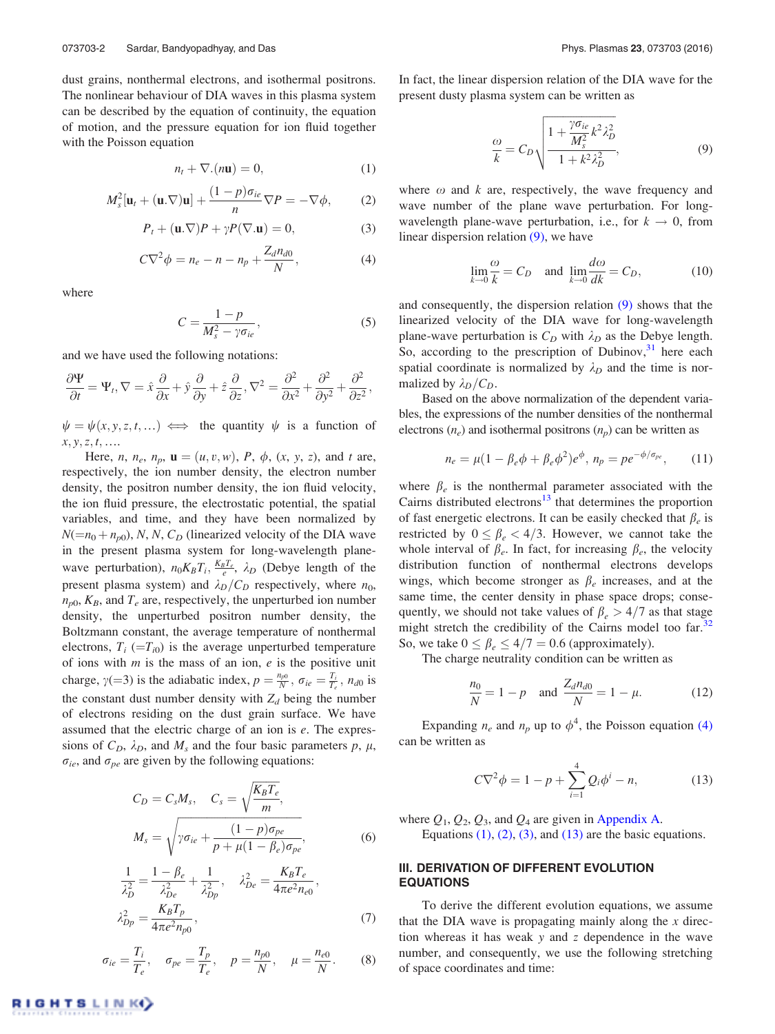dust grains, nonthermal electrons, and isothermal positrons. The nonlinear behaviour of DIA waves in this plasma system can be described by the equation of continuity, the equation of motion, and the pressure equation for ion fluid together with the Poisson equation

$$n_t + \nabla.(n\mathbf{u}) = 0, \tag{1}$$

$$M_s^2[\mathbf{u}_t + (\mathbf{u}.\nabla)\mathbf{u}] + \frac{(1-p)\sigma_{ie}}{n}\nabla P = -\nabla\phi, \tag{2}$$

$$P_t + (\mathbf{u}.\nabla)P + \gamma P(\nabla.\mathbf{u}) = 0, \tag{3}$$

$$C\nabla^2\phi = n_e - n - n_p + \frac{Z_d n_{d0}}{N}, \tag{4}$$

where

$$C = \frac{1-p}{M_s^2 - \gamma\sigma_{ie}}, \tag{5}$$

and we have used the following notations:

$$\frac{\partial\Psi}{\partial t} = \Psi_t, \nabla = \hat{x}\frac{\partial}{\partial x} + \hat{y}\frac{\partial}{\partial y} + \hat{z}\frac{\partial}{\partial z}, \nabla^2 = \frac{\partial^2}{\partial x^2} + \frac{\partial^2}{\partial y^2} + \frac{\partial^2}{\partial z^2},$$

$\psi = \psi(x, y, z, t, \ldots) \iff$ the quantity $\psi$ is a function of $x, y, z, t, \ldots$.

Here, $n$, $n_e$, $n_p$, $\mathbf{u} = (u, v, w)$, $P$, $\phi$, $(x, y, z)$, and $t$ are, respectively, the ion number density, the electron number density, the positron number density, the ion fluid velocity, the ion fluid pressure, the electrostatic potential, the spatial variables, and time, and they have been normalized by $N(=n_0 + n_{p0})$, $N$, $N$, $C_D$ (linearized velocity of the DIA wave in the present plasma system for long-wavelength plane-wave perturbation), $n_0 K_B T_i$, $\frac{K_B T_e}{e}$, $\lambda_D$ (Debye length of the present plasma system) and $\lambda_D/C_D$ respectively, where $n_0$, $n_{p0}$, $K_B$, and $T_e$ are, respectively, the unperturbed ion number density, the unperturbed positron number density, the Boltzmann constant, the average temperature of nonthermal electrons, $T_i$ $(=T_{i0})$ is the average unperturbed temperature of ions with $m$ is the mass of an ion, $e$ is the positive unit charge, $\gamma(=3)$ is the adiabatic index, $p = \frac{n_{p0}}{N}$, $\sigma_{ie} = \frac{T_i}{T_e}$, $n_{d0}$ is the constant dust number density with $Z_d$ being the number of electrons residing on the dust grain surface. We have assumed that the electric charge of an ion is $e$. The expressions of $C_D$, $\lambda_D$, and $M_s$ and the four basic parameters $p$, $\mu$, $\sigma_{ie}$, and $\sigma_{pe}$ are given by the following equations:

$$C_D = C_s M_s, \quad C_s = \sqrt{\frac{K_B T_e}{m}},$$
$$M_s = \sqrt{\gamma\sigma_{ie} + \frac{(1-p)\sigma_{pe}}{p + \mu(1-\beta_e)\sigma_{pe}}}, \tag{6}$$

$$\frac{1}{\lambda_D^2} = \frac{1-\beta_e}{\lambda_{De}^2} + \frac{1}{\lambda_{Dp}^2}, \quad \lambda_{De}^2 = \frac{K_B T_e}{4\pi e^2 n_{e0}},$$
$$\lambda_{Dp}^2 = \frac{K_B T_p}{4\pi e^2 n_{p0}}, \tag{7}$$

$$\sigma_{ie} = \frac{T_i}{T_e}, \quad \sigma_{pe} = \frac{T_p}{T_e}, \quad p = \frac{n_{p0}}{N}, \quad \mu = \frac{n_{e0}}{N}. \tag{8}$$

In fact, the linear dispersion relation of the DIA wave for the present dusty plasma system can be written as

$$\frac{\omega}{k} = C_D\sqrt{\frac{1 + \frac{\gamma\sigma_{ie}}{M_s^2}k^2\lambda_D^2}{1 + k^2\lambda_D^2}}, \tag{9}$$

where $\omega$ and $k$ are, respectively, the wave frequency and wave number of the plane wave perturbation. For long-wavelength plane-wave perturbation, i.e., for $k \to 0$, from linear dispersion relation (9), we have

$$\lim_{k\to 0}\frac{\omega}{k} = C_D \quad \text{and} \quad \lim_{k\to 0}\frac{d\omega}{dk} = C_D, \tag{10}$$

and consequently, the dispersion relation (9) shows that the linearized velocity of the DIA wave for long-wavelength plane-wave perturbation is $C_D$ with $\lambda_D$ as the Debye length. So, according to the prescription of Dubinov,[31] here each spatial coordinate is normalized by $\lambda_D$ and the time is normalized by $\lambda_D/C_D$.

Based on the above normalization of the dependent variables, the expressions of the number densities of the nonthermal electrons ($n_e$) and isothermal positrons ($n_p$) can be written as

$$n_e = \mu(1 - \beta_e\phi + \beta_e\phi^2)e^{\phi}, \; n_p = pe^{-\phi/\sigma_{pe}}, \tag{11}$$

where $\beta_e$ is the nonthermal parameter associated with the Cairns distributed electrons[13] that determines the proportion of fast energetic electrons. It can be easily checked that $\beta_e$ is restricted by $0 \leq \beta_e < 4/3$. However, we cannot take the whole interval of $\beta_e$. In fact, for increasing $\beta_e$, the velocity distribution function of nonthermal electrons develops wings, which become stronger as $\beta_e$ increases, and at the same time, the center density in phase space drops; consequently, we should not take values of $\beta_e > 4/7$ as that stage might stretch the credibility of the Cairns model too far.[32] So, we take $0 \leq \beta_e \leq 4/7 = 0.6$ (approximately).

The charge neutrality condition can be written as

$$\frac{n_0}{N} = 1 - p \quad \text{and} \quad \frac{Z_d n_{d0}}{N} = 1 - \mu. \tag{12}$$

Expanding $n_e$ and $n_p$ up to $\phi^4$, the Poisson equation (4) can be written as

$$C\nabla^2\phi = 1 - p + \sum_{i=1}^{4} Q_i\phi^i - n, \tag{13}$$

where $Q_1$, $Q_2$, $Q_3$, and $Q_4$ are given in Appendix A.

Equations (1), (2), (3), and (13) are the basic equations.

## III. DERIVATION OF DIFFERENT EVOLUTION EQUATIONS

To derive the different evolution equations, we assume that the DIA wave is propagating mainly along the $x$ direction whereas it has weak $y$ and $z$ dependence in the wave number, and consequently, we use the following stretching of space coordinates and time: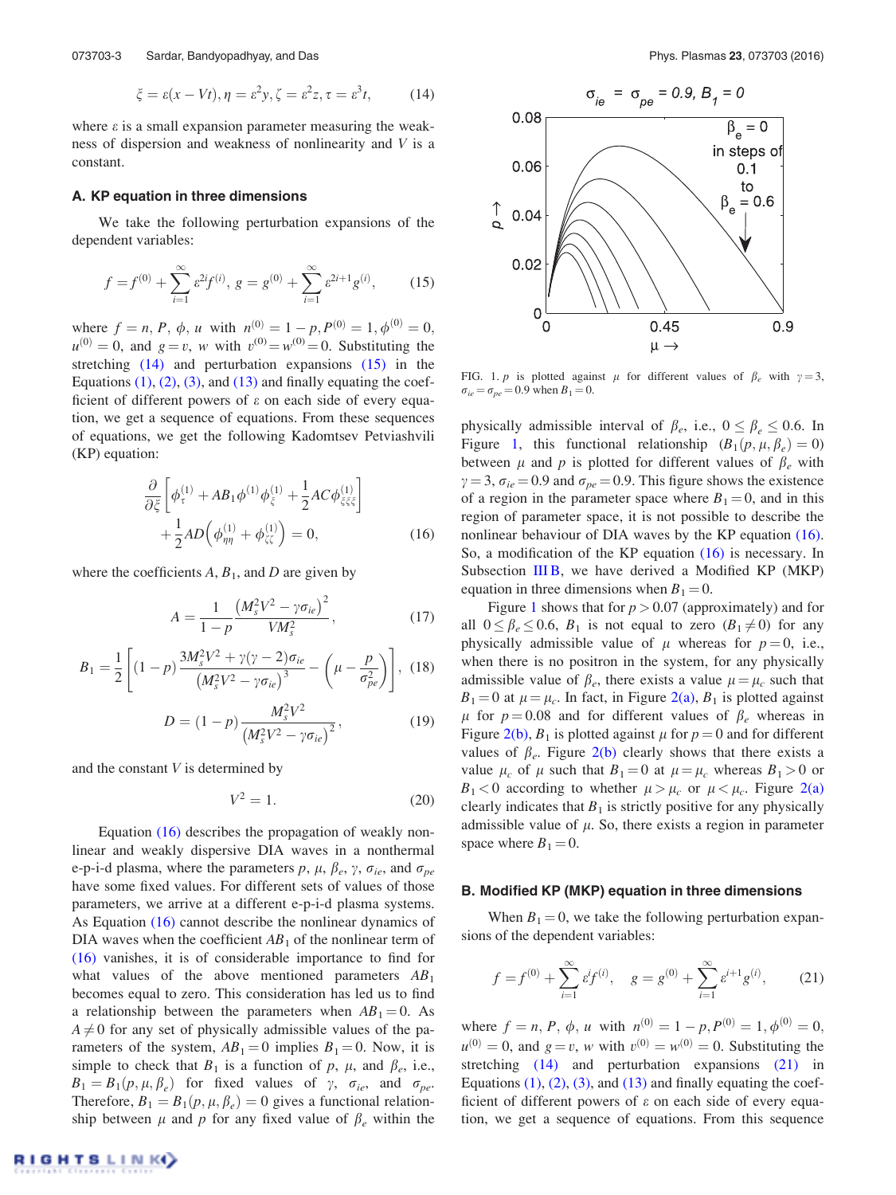$$\xi = \varepsilon(x - Vt), \eta = \varepsilon^2 y, \zeta = \varepsilon^2 z, \tau = \varepsilon^3 t, \tag{14}$$

where $\varepsilon$ is a small expansion parameter measuring the weakness of dispersion and weakness of nonlinearity and $V$ is a constant.

### A. KP equation in three dimensions

We take the following perturbation expansions of the dependent variables:

$$f = f^{(0)} + \sum_{i=1}^{\infty} \varepsilon^{2i} f^{(i)}, \; g = g^{(0)} + \sum_{i=1}^{\infty} \varepsilon^{2i+1} g^{(i)}, \tag{15}$$

where $f = n, P, \phi, u$ with $n^{(0)} = 1 - p, P^{(0)} = 1, \phi^{(0)} = 0$, $u^{(0)} = 0$, and $g = v, w$ with $v^{(0)} = w^{(0)} = 0$. Substituting the stretching (14) and perturbation expansions (15) in the Equations (1), (2), (3), and (13) and finally equating the coefficient of different powers of $\varepsilon$ on each side of every equation, we get a sequence of equations. From these sequences of equations, we get the following Kadomtsev Petviashvili (KP) equation:

$$\frac{\partial}{\partial \xi}\left[\phi_\tau^{(1)} + AB_1 \phi^{(1)} \phi_\xi^{(1)} + \frac{1}{2} AC \phi_{\xi\xi\xi}^{(1)}\right] + \frac{1}{2} AD\left(\phi_{\eta\eta}^{(1)} + \phi_{\zeta\zeta}^{(1)}\right) = 0, \tag{16}$$

where the coefficients $A$, $B_1$, and $D$ are given by

$$A = \frac{1}{1-p} \frac{\left(M_s^2 V^2 - \gamma \sigma_{ie}\right)^2}{V M_s^2}, \tag{17}$$

$$B_1 = \frac{1}{2}\left[(1-p)\frac{3M_s^2 V^2 + \gamma(\gamma - 2)\sigma_{ie}}{\left(M_s^2 V^2 - \gamma \sigma_{ie}\right)^3} - \left(\mu - \frac{p}{\sigma_{pe}^2}\right)\right], \tag{18}$$

$$D = (1-p)\frac{M_s^2 V^2}{\left(M_s^2 V^2 - \gamma \sigma_{ie}\right)^2}, \tag{19}$$

and the constant $V$ is determined by

$$V^2 = 1. \tag{20}$$

Equation (16) describes the propagation of weakly nonlinear and weakly dispersive DIA waves in a nonthermal e-p-i-d plasma, where the parameters $p$, $\mu$, $\beta_e$, $\gamma$, $\sigma_{ie}$, and $\sigma_{pe}$ have some fixed values. For different sets of values of those parameters, we arrive at a different e-p-i-d plasma systems. As Equation (16) cannot describe the nonlinear dynamics of DIA waves when the coefficient $AB_1$ of the nonlinear term of (16) vanishes, it is of considerable importance to find for what values of the above mentioned parameters $AB_1$ becomes equal to zero. This consideration has led us to find a relationship between the parameters when $AB_1 = 0$. As $A \neq 0$ for any set of physically admissible values of the parameters of the system, $AB_1 = 0$ implies $B_1 = 0$. Now, it is simple to check that $B_1$ is a function of $p$, $\mu$, and $\beta_e$, i.e., $B_1 = B_1(p, \mu, \beta_e)$ for fixed values of $\gamma$, $\sigma_{ie}$, and $\sigma_{pe}$. Therefore, $B_1 = B_1(p, \mu, \beta_e) = 0$ gives a functional relationship between $\mu$ and $p$ for any fixed value of $\beta_e$ within the physically admissible interval of $\beta_e$, i.e., $0 \leq \beta_e \leq 0.6$. In Figure 1, this functional relationship $(B_1(p, \mu, \beta_e) = 0)$ between $\mu$ and $p$ is plotted for different values of $\beta_e$ with $\gamma = 3$, $\sigma_{ie} = 0.9$ and $\sigma_{pe} = 0.9$. This figure shows the existence of a region in the parameter space where $B_1 = 0$, and in this region of parameter space, it is not possible to describe the nonlinear behaviour of DIA waves by the KP equation (16). So, a modification of the KP equation (16) is necessary. In Subsection III B, we have derived a Modified KP (MKP) equation in three dimensions when $B_1 = 0$.

FIG. 1. $p$ is plotted against $\mu$ for different values of $\beta_e$ with $\gamma = 3$, $\sigma_{ie} = \sigma_{pe} = 0.9$ when $B_1 = 0$.

Figure 1 shows that for $p > 0.07$ (approximately) and for all $0 \leq \beta_e \leq 0.6$, $B_1$ is not equal to zero $(B_1 \neq 0)$ for any physically admissible value of $\mu$ whereas for $p = 0$, i.e., when there is no positron in the system, for any physically admissible value of $\beta_e$, there exists a value $\mu = \mu_c$ such that $B_1 = 0$ at $\mu = \mu_c$. In fact, in Figure 2(a), $B_1$ is plotted against $\mu$ for $p = 0.08$ and for different values of $\beta_e$ whereas in Figure 2(b), $B_1$ is plotted against $\mu$ for $p = 0$ and for different values of $\beta_e$. Figure 2(b) clearly shows that there exists a value $\mu_c$ of $\mu$ such that $B_1 = 0$ at $\mu = \mu_c$ whereas $B_1 > 0$ or $B_1 < 0$ according to whether $\mu > \mu_c$ or $\mu < \mu_c$. Figure 2(a) clearly indicates that $B_1$ is strictly positive for any physically admissible value of $\mu$. So, there exists a region in parameter space where $B_1 = 0$.

### B. Modified KP (MKP) equation in three dimensions

When $B_1 = 0$, we take the following perturbation expansions of the dependent variables:

$$f = f^{(0)} + \sum_{i=1}^{\infty} \varepsilon^i f^{(i)}, \quad g = g^{(0)} + \sum_{i=1}^{\infty} \varepsilon^{i+1} g^{(i)}, \tag{21}$$

where $f = n, P, \phi, u$ with $n^{(0)} = 1 - p, P^{(0)} = 1, \phi^{(0)} = 0$, $u^{(0)} = 0$, and $g = v, w$ with $v^{(0)} = w^{(0)} = 0$. Substituting the stretching (14) and perturbation expansions (21) in Equations (1), (2), (3), and (13) and finally equating the coefficient of different powers of $\varepsilon$ on each side of every equation, we get a sequence of equations. From this sequence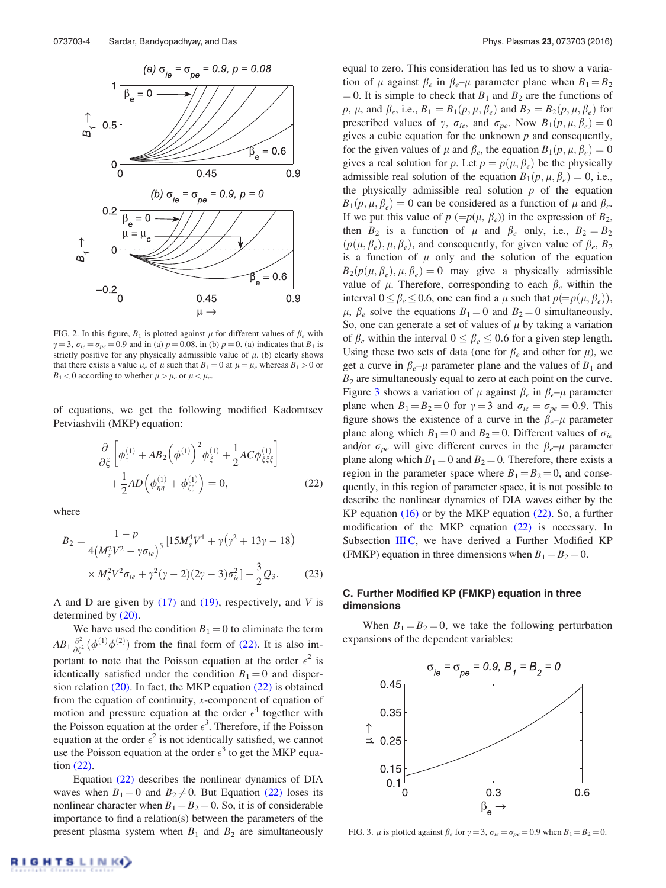FIG. 2. In this figure, $B_1$ is plotted against $\mu$ for different values of $\beta_e$ with $\gamma = 3$, $\sigma_{ie} = \sigma_{pe} = 0.9$ and in (a) $p = 0.08$, in (b) $p = 0$. (a) indicates that $B_1$ is strictly positive for any physically admissible value of $\mu$. (b) clearly shows that there exists a value $\mu_c$ of $\mu$ such that $B_1 = 0$ at $\mu = \mu_c$ whereas $B_1 > 0$ or $B_1 < 0$ according to whether $\mu > \mu_c$ or $\mu < \mu_c$.

of equations, we get the following modified Kadomtsev Petviashvili (MKP) equation:

$$\frac{\partial}{\partial \xi}\left[\phi_\tau^{(1)} + AB_2\left(\phi^{(1)}\right)^2\phi_\xi^{(1)} + \frac{1}{2}AC\phi_{\xi\xi\xi}^{(1)}\right] + \frac{1}{2}AD\left(\phi_{\eta\eta}^{(1)} + \phi_{\zeta\zeta}^{(1)}\right) = 0, \tag{22}$$

where

$$B_2 = \frac{1-p}{4\left(M_s^2V^2 - \gamma\sigma_{ie}\right)^5}\left[15M_s^4V^4 + \gamma\left(\gamma^2 + 13\gamma - 18\right) \times M_s^2V^2\sigma_{ie} + \gamma^2(\gamma-2)(2\gamma-3)\sigma_{ie}^2\right] - \frac{3}{2}Q_3. \tag{23}$$

A and D are given by (17) and (19), respectively, and $V$ is determined by (20).

We have used the condition $B_1 = 0$ to eliminate the term $AB_1\frac{\partial^2}{\partial\xi^2}\left(\phi^{(1)}\phi^{(2)}\right)$ from the final form of (22). It is also important to note that the Poisson equation at the order $\epsilon^2$ is identically satisfied under the condition $B_1 = 0$ and dispersion relation (20). In fact, the MKP equation (22) is obtained from the equation of continuity, $x$-component of equation of motion and pressure equation at the order $\epsilon^4$ together with the Poisson equation at the order $\epsilon^3$. Therefore, if the Poisson equation at the order $\epsilon^2$ is not identically satisfied, we cannot use the Poisson equation at the order $\epsilon^3$ to get the MKP equation (22).

Equation (22) describes the nonlinear dynamics of DIA waves when $B_1 = 0$ and $B_2 \neq 0$. But Equation (22) loses its nonlinear character when $B_1 = B_2 = 0$. So, it is of considerable importance to find a relation(s) between the parameters of the present plasma system when $B_1$ and $B_2$ are simultaneously equal to zero. This consideration has led us to show a variation of $\mu$ against $\beta_e$ in $\beta_e$–$\mu$ parameter plane when $B_1 = B_2 = 0$. It is simple to check that $B_1$ and $B_2$ are the functions of $p$, $\mu$, and $\beta_e$, i.e., $B_1 = B_1(p, \mu, \beta_e)$ and $B_2 = B_2(p, \mu, \beta_e)$ for prescribed values of $\gamma$, $\sigma_{ie}$, and $\sigma_{pe}$. Now $B_1(p, \mu, \beta_e) = 0$ gives a cubic equation for the unknown $p$ and consequently, for the given values of $\mu$ and $\beta_e$, the equation $B_1(p, \mu, \beta_e) = 0$ gives a real solution for $p$. Let $p = p(\mu, \beta_e)$ be the physically admissible real solution of the equation $B_1(p, \mu, \beta_e) = 0$, i.e., the physically admissible real solution $p$ of the equation $B_1(p, \mu, \beta_e) = 0$ can be considered as a function of $\mu$ and $\beta_e$. If we put this value of $p$ $(=p(\mu, \beta_e))$ in the expression of $B_2$, then $B_2$ is a function of $\mu$ and $\beta_e$ only, i.e., $B_2 = B_2(p(\mu, \beta_e), \mu, \beta_e)$, and consequently, for given value of $\beta_e$, $B_2$ is a function of $\mu$ only and the solution of the equation $B_2(p(\mu, \beta_e), \mu, \beta_e) = 0$ may give a physically admissible value of $\mu$. Therefore, corresponding to each $\beta_e$ within the interval $0 \le \beta_e \le 0.6$, one can find a $\mu$ such that $p(=p(\mu, \beta_e))$, $\mu$, $\beta_e$ solve the equations $B_1 = 0$ and $B_2 = 0$ simultaneously. So, one can generate a set of values of $\mu$ by taking a variation of $\beta_e$ within the interval $0 \le \beta_e \le 0.6$ for a given step length. Using these two sets of data (one for $\beta_e$ and other for $\mu$), we get a curve in $\beta_e$–$\mu$ parameter plane and the values of $B_1$ and $B_2$ are simultaneously equal to zero at each point on the curve. Figure 3 shows a variation of $\mu$ against $\beta_e$ in $\beta_e$–$\mu$ parameter plane when $B_1 = B_2 = 0$ for $\gamma = 3$ and $\sigma_{ie} = \sigma_{pe} = 0.9$. This figure shows the existence of a curve in the $\beta_e$–$\mu$ parameter plane along which $B_1 = 0$ and $B_2 = 0$. Different values of $\sigma_{ie}$ and/or $\sigma_{pe}$ will give different curves in the $\beta_e$–$\mu$ parameter plane along which $B_1 = 0$ and $B_2 = 0$. Therefore, there exists a region in the parameter space where $B_1 = B_2 = 0$, and consequently, in this region of parameter space, it is not possible to describe the nonlinear dynamics of DIA waves either by the KP equation (16) or by the MKP equation (22). So, a further modification of the MKP equation (22) is necessary. In Subsection III C, we have derived a Further Modified KP (FMKP) equation in three dimensions when $B_1 = B_2 = 0$.

### C. Further Modified KP (FMKP) equation in three dimensions

When $B_1 = B_2 = 0$, we take the following perturbation expansions of the dependent variables:

FIG. 3. $\mu$ is plotted against $\beta_e$ for $\gamma = 3$, $\sigma_{ie} = \sigma_{pe} = 0.9$ when $B_1 = B_2 = 0$.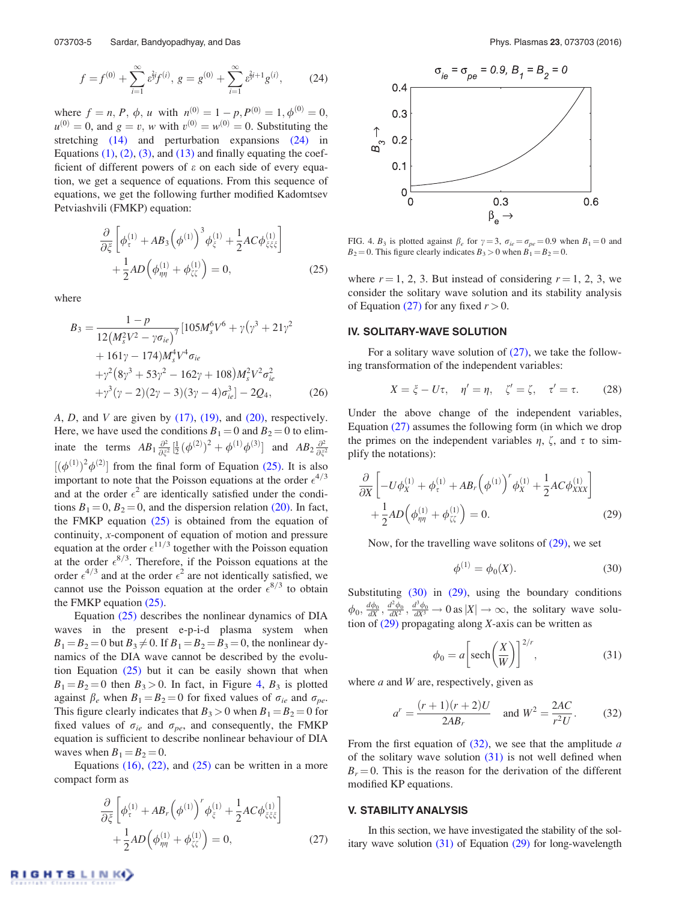$$f = f^{(0)} + \sum_{i=1}^{\infty} \varepsilon^{\frac{2i}{3}} f^{(i)}, \; g = g^{(0)} + \sum_{i=1}^{\infty} \varepsilon^{\frac{2i}{3}+1} g^{(i)}, \tag{24}$$

where $f = n, P, \phi, u$ with $n^{(0)} = 1 - p, P^{(0)} = 1, \phi^{(0)} = 0$, $u^{(0)} = 0$, and $g = v, w$ with $v^{(0)} = w^{(0)} = 0$. Substituting the stretching (14) and perturbation expansions (24) in Equations (1), (2), (3), and (13) and finally equating the coefficient of different powers of $\varepsilon$ on each side of every equation, we get a sequence of equations. From this sequence of equations, we get the following further modified Kadomtsev Petviashvili (FMKP) equation:

$$\frac{\partial}{\partial \xi}\left[\phi_\tau^{(1)} + AB_3\left(\phi^{(1)}\right)^3 \phi_\xi^{(1)} + \frac{1}{2}AC\phi_{\xi\xi\xi}^{(1)}\right] + \frac{1}{2}AD\left(\phi_{\eta\eta}^{(1)} + \phi_{\zeta\zeta}^{(1)}\right) = 0, \tag{25}$$

where

$$B_3 = \frac{1-p}{12\left(M_s^2V^2 - \gamma\sigma_{ie}\right)^7}[105M_s^6V^6 + \gamma(\gamma^3 + 21\gamma^2 + 161\gamma - 174)M_s^4V^4\sigma_{ie} + \gamma^2\left(8\gamma^3 + 53\gamma^2 - 162\gamma + 108\right)M_s^2V^2\sigma_{ie}^2 + \gamma^3(\gamma-2)(2\gamma-3)(3\gamma-4)\sigma_{ie}^3] - 2Q_4, \tag{26}$$

$A$, $D$, and $V$ are given by (17), (19), and (20), respectively. Here, we have used the conditions $B_1 = 0$ and $B_2 = 0$ to eliminate the terms $AB_1\frac{\partial^2}{\partial\xi^2}\left[\frac{1}{2}\left(\phi^{(2)}\right)^2 + \phi^{(1)}\phi^{(3)}\right]$ and $AB_2\frac{\partial^2}{\partial\xi^2}\left[\left(\phi^{(1)}\right)^2\phi^{(2)}\right]$ from the final form of Equation (25). It is also important to note that the Poisson equations at the order $\epsilon^{4/3}$ and at the order $\epsilon^2$ are identically satisfied under the conditions $B_1 = 0$, $B_2 = 0$, and the dispersion relation (20). In fact, the FMKP equation (25) is obtained from the equation of continuity, $x$-component of equation of motion and pressure equation at the order $\epsilon^{11/3}$ together with the Poisson equation at the order $\epsilon^{8/3}$. Therefore, if the Poisson equations at the order $\epsilon^{4/3}$ and at the order $\epsilon^2$ are not identically satisfied, we cannot use the Poisson equation at the order $\epsilon^{8/3}$ to obtain the FMKP equation (25).

Equation (25) describes the nonlinear dynamics of DIA waves in the present e-p-i-d plasma system when $B_1 = B_2 = 0$ but $B_3 \neq 0$. If $B_1 = B_2 = B_3 = 0$, the nonlinear dynamics of the DIA wave cannot be described by the evolution Equation (25) but it can be easily shown that when $B_1 = B_2 = 0$ then $B_3 > 0$. In fact, in Figure 4, $B_3$ is plotted against $\beta_e$ when $B_1 = B_2 = 0$ for fixed values of $\sigma_{ie}$ and $\sigma_{pe}$. This figure clearly indicates that $B_3 > 0$ when $B_1 = B_2 = 0$ for fixed values of $\sigma_{ie}$ and $\sigma_{pe}$, and consequently, the FMKP equation is sufficient to describe nonlinear behaviour of DIA waves when $B_1 = B_2 = 0$.

Equations (16), (22), and (25) can be written in a more compact form as

$$\frac{\partial}{\partial \xi}\left[\phi_\tau^{(1)} + AB_r\left(\phi^{(1)}\right)^r \phi_\xi^{(1)} + \frac{1}{2}AC\phi_{\xi\xi\xi}^{(1)}\right] + \frac{1}{2}AD\left(\phi_{\eta\eta}^{(1)} + \phi_{\zeta\zeta}^{(1)}\right) = 0, \tag{27}$$

FIG. 4. $B_3$ is plotted against $\beta_e$ for $\gamma = 3$, $\sigma_{ie} = \sigma_{pe} = 0.9$ when $B_1 = 0$ and $B_2 = 0$. This figure clearly indicates $B_3 > 0$ when $B_1 = B_2 = 0$.

where $r = 1, 2, 3$. But instead of considering $r = 1, 2, 3$, we consider the solitary wave solution and its stability analysis of Equation (27) for any fixed $r > 0$.

## IV. SOLITARY-WAVE SOLUTION

For a solitary wave solution of (27), we take the following transformation of the independent variables:

$$X = \xi - U\tau, \quad \eta' = \eta, \quad \zeta' = \zeta, \quad \tau' = \tau. \tag{28}$$

Under the above change of the independent variables, Equation (27) assumes the following form (in which we drop the primes on the independent variables $\eta$, $\zeta$, and $\tau$ to simplify the notations):

$$\frac{\partial}{\partial X}\left[-U\phi_X^{(1)} + \phi_\tau^{(1)} + AB_r\left(\phi^{(1)}\right)^r \phi_X^{(1)} + \frac{1}{2}AC\phi_{XXX}^{(1)}\right] + \frac{1}{2}AD\left(\phi_{\eta\eta}^{(1)} + \phi_{\zeta\zeta}^{(1)}\right) = 0. \tag{29}$$

Now, for the travelling wave solitons of (29), we set

$$\phi^{(1)} = \phi_0(X). \tag{30}$$

Substituting (30) in (29), using the boundary conditions $\phi_0, \frac{d\phi_0}{dX}, \frac{d^2\phi_0}{dX^2}, \frac{d^3\phi_0}{dX^3} \to 0$ as $|X| \to \infty$, the solitary wave solution of (29) propagating along $X$-axis can be written as

$$\phi_0 = a\left[\text{sech}\left(\frac{X}{W}\right)\right]^{2/r}, \tag{31}$$

where $a$ and $W$ are, respectively, given as

$$a^r = \frac{(r+1)(r+2)U}{2AB_r} \quad \text{and} \quad W^2 = \frac{2AC}{r^2U}. \tag{32}$$

From the first equation of (32), we see that the amplitude $a$ of the solitary wave solution (31) is not well defined when $B_r = 0$. This is the reason for the derivation of the different modified KP equations.

## V. STABILITY ANALYSIS

In this section, we have investigated the stability of the solitary wave solution (31) of Equation (29) for long-wavelength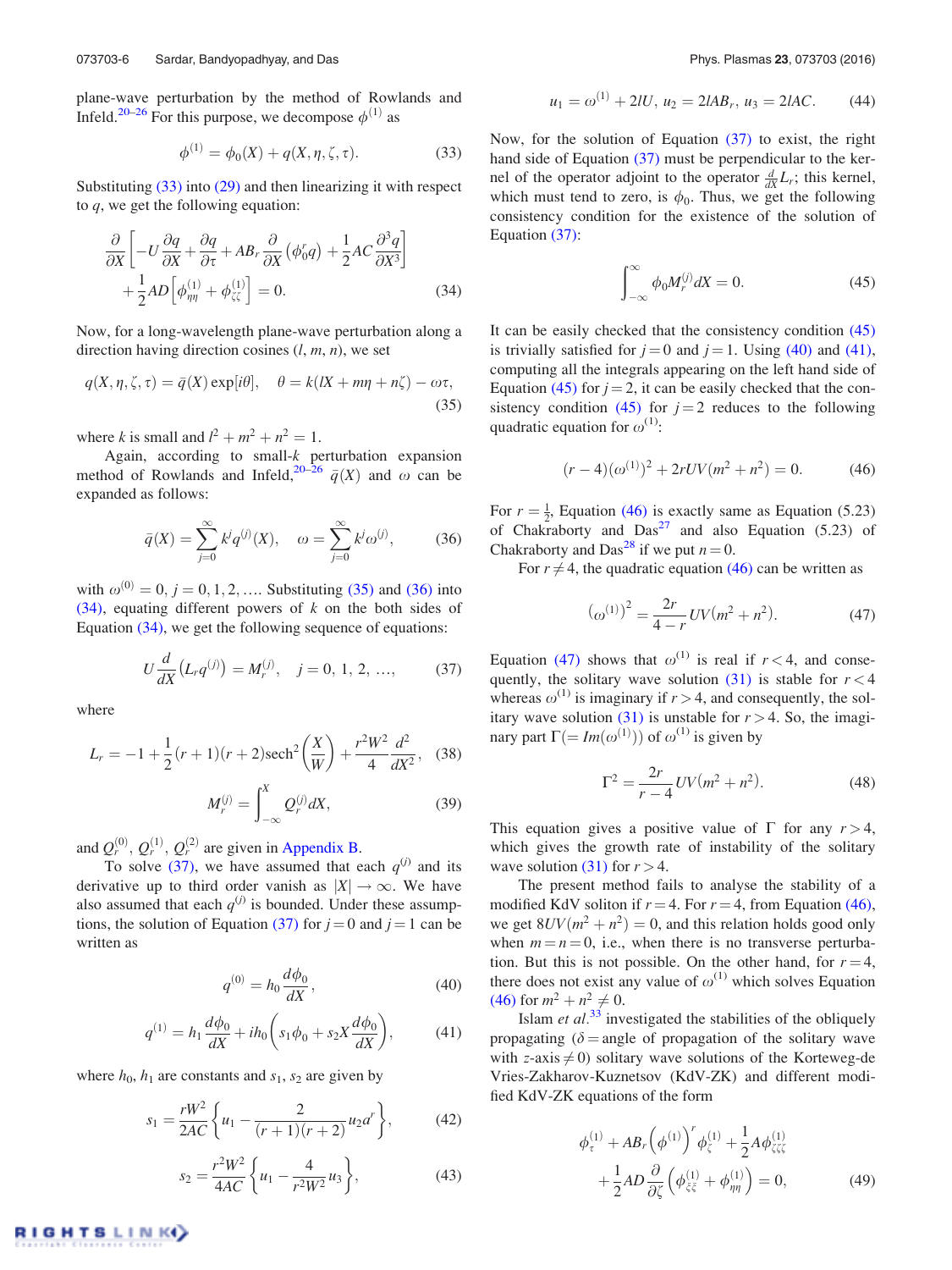plane-wave perturbation by the method of Rowlands and Infeld.[20–26] For this purpose, we decompose $\phi^{(1)}$ as

$$\phi^{(1)} = \phi_0(X) + q(X, \eta, \zeta, \tau). \tag{33}$$

Substituting (33) into (29) and then linearizing it with respect to $q$, we get the following equation:

$$\frac{\partial}{\partial X}\left[-U\frac{\partial q}{\partial X} + \frac{\partial q}{\partial \tau} + AB_r\frac{\partial}{\partial X}\left(\phi_0^r q\right) + \frac{1}{2}AC\frac{\partial^3 q}{\partial X^3}\right] + \frac{1}{2}AD\left[\phi^{(1)}_{\eta\eta} + \phi^{(1)}_{\zeta\zeta}\right] = 0. \tag{34}$$

Now, for a long-wavelength plane-wave perturbation along a direction having direction cosines $(l, m, n)$, we set

$$q(X, \eta, \zeta, \tau) = \bar{q}(X)\exp[i\theta], \quad \theta = k(lX + m\eta + n\zeta) - \omega\tau, \tag{35}$$

where $k$ is small and $l^2 + m^2 + n^2 = 1$.

Again, according to small-$k$ perturbation expansion method of Rowlands and Infeld,[20–26] $\bar{q}(X)$ and $\omega$ can be expanded as follows:

$$\bar{q}(X) = \sum_{j=0}^{\infty} k^j q^{(j)}(X), \quad \omega = \sum_{j=0}^{\infty} k^j \omega^{(j)}, \tag{36}$$

with $\omega^{(0)} = 0$, $j = 0, 1, 2, \ldots$. Substituting (35) and (36) into (34), equating different powers of $k$ on the both sides of Equation (34), we get the following sequence of equations:

$$U\frac{d}{dX}\left(L_r q^{(j)}\right) = M_r^{(j)}, \quad j = 0,\ 1,\ 2,\ \ldots, \tag{37}$$

where

$$L_r = -1 + \frac{1}{2}(r+1)(r+2)\mathrm{sech}^2\left(\frac{X}{W}\right) + \frac{r^2W^2}{4}\frac{d^2}{dX^2}, \tag{38}$$

$$M_r^{(j)} = \int_{-\infty}^{X} Q_r^{(j)} dX, \tag{39}$$

and $Q_r^{(0)}$, $Q_r^{(1)}$, $Q_r^{(2)}$ are given in Appendix B.

To solve (37), we have assumed that each $q^{(j)}$ and its derivative up to third order vanish as $|X| \to \infty$. We have also assumed that each $q^{(j)}$ is bounded. Under these assumptions, the solution of Equation (37) for $j = 0$ and $j = 1$ can be written as

$$q^{(0)} = h_0\frac{d\phi_0}{dX}, \tag{40}$$

$$q^{(1)} = h_1\frac{d\phi_0}{dX} + ih_0\left(s_1\phi_0 + s_2X\frac{d\phi_0}{dX}\right), \tag{41}$$

where $h_0$, $h_1$ are constants and $s_1$, $s_2$ are given by

$$s_1 = \frac{rW^2}{2AC}\left\{u_1 - \frac{2}{(r+1)(r+2)}u_2a^r\right\}, \tag{42}$$

$$s_2 = \frac{r^2W^2}{4AC}\left\{u_1 - \frac{4}{r^2W^2}u_3\right\}, \tag{43}$$

$$u_1 = \omega^{(1)} + 2lU,\ u_2 = 2lAB_r,\ u_3 = 2lAC. \tag{44}$$

Now, for the solution of Equation (37) to exist, the right hand side of Equation (37) must be perpendicular to the kernel of the operator adjoint to the operator $\frac{d}{dX}L_r$; this kernel, which must tend to zero, is $\phi_0$. Thus, we get the following consistency condition for the existence of the solution of Equation (37):

$$\int_{-\infty}^{\infty}\phi_0 M_r^{(j)} dX = 0. \tag{45}$$

It can be easily checked that the consistency condition (45) is trivially satisfied for $j = 0$ and $j = 1$. Using (40) and (41), computing all the integrals appearing on the left hand side of Equation (45) for $j = 2$, it can be easily checked that the consistency condition (45) for $j = 2$ reduces to the following quadratic equation for $\omega^{(1)}$:

$$(r-4)(\omega^{(1)})^2 + 2rUV(m^2 + n^2) = 0. \tag{46}$$

For $r = \frac{1}{2}$, Equation (46) is exactly same as Equation (5.23) of Chakraborty and Das[27] and also Equation (5.23) of Chakraborty and Das[28] if we put $n = 0$.

For $r \neq 4$, the quadratic equation (46) can be written as

$$\left(\omega^{(1)}\right)^2 = \frac{2r}{4-r}UV(m^2 + n^2). \tag{47}$$

Equation (47) shows that $\omega^{(1)}$ is real if $r < 4$, and consequently, the solitary wave solution (31) is stable for $r < 4$ whereas $\omega^{(1)}$ is imaginary if $r > 4$, and consequently, the solitary wave solution (31) is unstable for $r > 4$. So, the imaginary part $\Gamma (= Im(\omega^{(1)}))$ of $\omega^{(1)}$ is given by

$$\Gamma^2 = \frac{2r}{r-4}UV(m^2 + n^2). \tag{48}$$

This equation gives a positive value of $\Gamma$ for any $r > 4$, which gives the growth rate of instability of the solitary wave solution (31) for $r > 4$.

The present method fails to analyse the stability of a modified KdV soliton if $r = 4$. For $r = 4$, from Equation (46), we get $8UV(m^2 + n^2) = 0$, and this relation holds good only when $m = n = 0$, i.e., when there is no transverse perturbation. But this is not possible. On the other hand, for $r = 4$, there does not exist any value of $\omega^{(1)}$ which solves Equation (46) for $m^2 + n^2 \neq 0$.

Islam *et al.*[33] investigated the stabilities of the obliquely propagating ($\delta$ = angle of propagation of the solitary wave with $z$-axis $\neq 0$) solitary wave solutions of the Korteweg-de Vries-Zakharov-Kuznetsov (KdV-ZK) and different modified KdV-ZK equations of the form

$$\phi^{(1)}_\tau + AB_r\left(\phi^{(1)}\right)^r\phi^{(1)}_\zeta + \frac{1}{2}A\phi^{(1)}_{\zeta\zeta\zeta} + \frac{1}{2}AD\frac{\partial}{\partial\zeta}\left(\phi^{(1)}_{\xi\xi} + \phi^{(1)}_{\eta\eta}\right) = 0, \tag{49}$$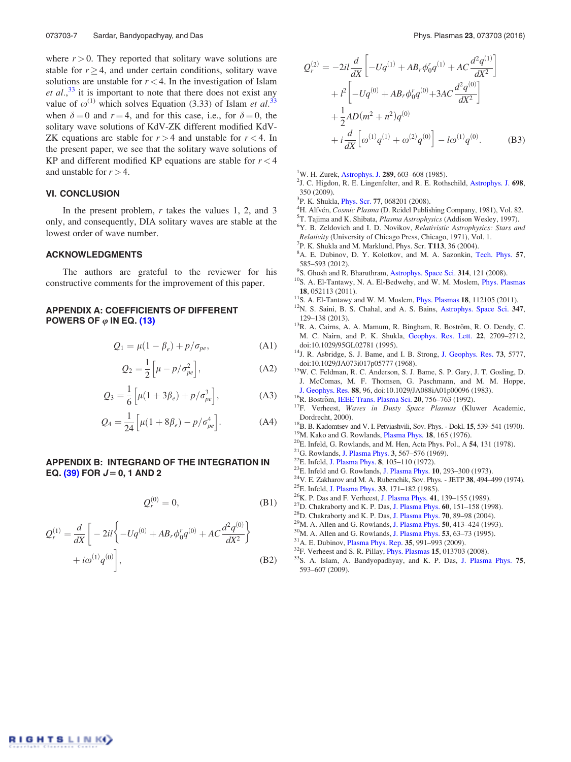where $r > 0$. They reported that solitary wave solutions are stable for $r \geq 4$, and under certain conditions, solitary wave solutions are unstable for $r < 4$. In the investigation of Islam *et al.*,[33] it is important to note that there does not exist any value of $\omega^{(1)}$ which solves Equation (3.33) of Islam *et al.*[33] when $\delta = 0$ and $r = 4$, and for this case, i.e., for $\delta = 0$, the solitary wave solutions of KdV-ZK different modified KdV-ZK equations are stable for $r > 4$ and unstable for $r < 4$. In the present paper, we see that the solitary wave solutions of KP and different modified KP equations are stable for $r < 4$ and unstable for $r > 4$.

## VI. CONCLUSION

In the present problem, $r$ takes the values 1, 2, and 3 only, and consequently, DIA solitary waves are stable at the lowest order of wave number.

## ACKNOWLEDGMENTS

The authors are grateful to the reviewer for his constructive comments for the improvement of this paper.

## APPENDIX A: COEFFICIENTS OF DIFFERENT POWERS OF $\varphi$ IN EQ. (13)

$$Q_1 = \mu(1 - \beta_e) + p/\sigma_{pe}, \tag{A1}$$

$$Q_2 = \frac{1}{2}\left[\mu - p/\sigma_{pe}^2\right], \tag{A2}$$

$$Q_3 = \frac{1}{6}\left[\mu(1 + 3\beta_e) + p/\sigma_{pe}^3\right], \tag{A3}$$

$$Q_4 = \frac{1}{24}\left[\mu(1 + 8\beta_e) - p/\sigma_{pe}^4\right]. \tag{A4}$$

## APPENDIX B: INTEGRAND OF THE INTEGRATION IN EQ. (39) FOR $J = 0$, 1 AND 2

$$Q_r^{(0)} = 0, \tag{B1}$$

$$Q_r^{(1)} = \frac{d}{dX}\left[-2il\left\{-Uq^{(0)} + AB_r\phi_0^r q^{(0)} + AC\frac{d^2 q^{(0)}}{dX^2}\right\} + i\omega^{(1)}q^{(0)}\right], \tag{B2}$$

$$\begin{aligned} Q_r^{(2)} = &-2il\frac{d}{dX}\left[-Uq^{(1)} + AB_r\phi_0^r q^{(1)} + AC\frac{d^2 q^{(1)}}{dX^2}\right] \\ &+ l^2\left[-Uq^{(0)} + AB_r\phi_0^r q^{(0)} + 3AC\frac{d^2 q^{(0)}}{dX^2}\right] \\ &+ \frac{1}{2}AD(m^2 + n^2)q^{(0)} \\ &+ i\frac{d}{dX}\left[\omega^{(1)}q^{(1)} + \omega^{(2)}q^{(0)}\right] - l\omega^{(1)}q^{(0)}. \end{aligned} \tag{B3}$$

[1] W. H. Zurek, Astrophys. J. **289**, 603–608 (1985).

[2] J. C. Higdon, R. E. Lingenfelter, and R. E. Rothschild, Astrophys. J. **698**, 350 (2009).

[3] P. K. Shukla, Phys. Scr. **77**, 068201 (2008).

[4] H. Alfvén, *Cosmic Plasma* (D. Reidel Publishing Company, 1981), Vol. 82.

[5] T. Tajima and K. Shibata, *Plasma Astrophysics* (Addison Wesley, 1997).

[6] Y. B. Zeldovich and I. D. Novikov, *Relativistic Astrophysics: Stars and Relativity* (University of Chicago Press, Chicago, 1971), Vol. 1.

[7] P. K. Shukla and M. Marklund, Phys. Scr. **T113**, 36 (2004).

[8] A. E. Dubinov, D. Y. Kolotkov, and M. A. Sazonkin, Tech. Phys. **57**, 585–593 (2012).

[9] S. Ghosh and R. Bharuthram, Astrophys. Space Sci. **314**, 121 (2008).

[10] S. A. El-Tantawy, N. A. El-Bedwehy, and W. M. Moslem, Phys. Plasmas **18**, 052113 (2011).

[11] S. A. El-Tantawy and W. M. Moslem, Phys. Plasmas **18**, 112105 (2011).

[12] N. S. Saini, B. S. Chahal, and A. S. Bains, Astrophys. Space Sci. **347**, 129–138 (2013).

[13] R. A. Cairns, A. A. Mamum, R. Bingham, R. Boström, R. O. Dendy, C. M. C. Nairn, and P. K. Shukla, Geophys. Res. Lett. **22**, 2709–2712, doi:10.1029/95GL02781 (1995).

[14] J. R. Asbridge, S. J. Bame, and I. B. Strong, J. Geophys. Res. **73**, 5777, doi:10.1029/JA073i017p05777 (1968).

[15] W. C. Feldman, R. C. Anderson, S. J. Bame, S. P. Gary, J. T. Gosling, D. J. McComas, M. F. Thomsen, G. Paschmann, and M. M. Hoppe, J. Geophys. Res. **88**, 96, doi:10.1029/JA088iA01p00096 (1983).

[16] R. Boström, IEEE Trans. Plasma Sci. **20**, 756–763 (1992).

[17] F. Verheest, *Waves in Dusty Space Plasmas* (Kluwer Academic, Dordrecht, 2000).

[18] B. B. Kadomtsev and V. I. Petviashvili, Sov. Phys. - Dokl. **15**, 539–541 (1970).

[19] M. Kako and G. Rowlands, Plasma Phys. **18**, 165 (1976).

[20] E. Infeld, G. Rowlands, and M. Hen, Acta Phys. Pol., A **54**, 131 (1978).

[21] G. Rowlands, J. Plasma Phys. **3**, 567–576 (1969).

[22] E. Infeld, J. Plasma Phys. **8**, 105–110 (1972).

[23] E. Infeld and G. Rowlands, J. Plasma Phys. **10**, 293–300 (1973).

[24] V. E. Zakharov and M. A. Rubenchik, Sov. Phys. - JETP **38**, 494–499 (1974).

[25] E. Infeld, J. Plasma Phys. **33**, 171–182 (1985).

[26] K. P. Das and F. Verheest, J. Plasma Phys. **41**, 139–155 (1989).

[27] D. Chakraborty and K. P. Das, J. Plasma Phys. **60**, 151–158 (1998).

[28] D. Chakraborty and K. P. Das, J. Plasma Phys. **70**, 89–98 (2004).

[29] M. A. Allen and G. Rowlands, J. Plasma Phys. **50**, 413–424 (1993).

[30] M. A. Allen and G. Rowlands, J. Plasma Phys. **53**, 63–73 (1995).

[31] A. E. Dubinov, Plasma Phys. Rep. **35**, 991–993 (2009).

[32] F. Verheest and S. R. Pillay, Phys. Plasmas **15**, 013703 (2008).

[33] S. A. Islam, A. Bandyopadhyay, and K. P. Das, J. Plasma Phys. **75**, 593–607 (2009).